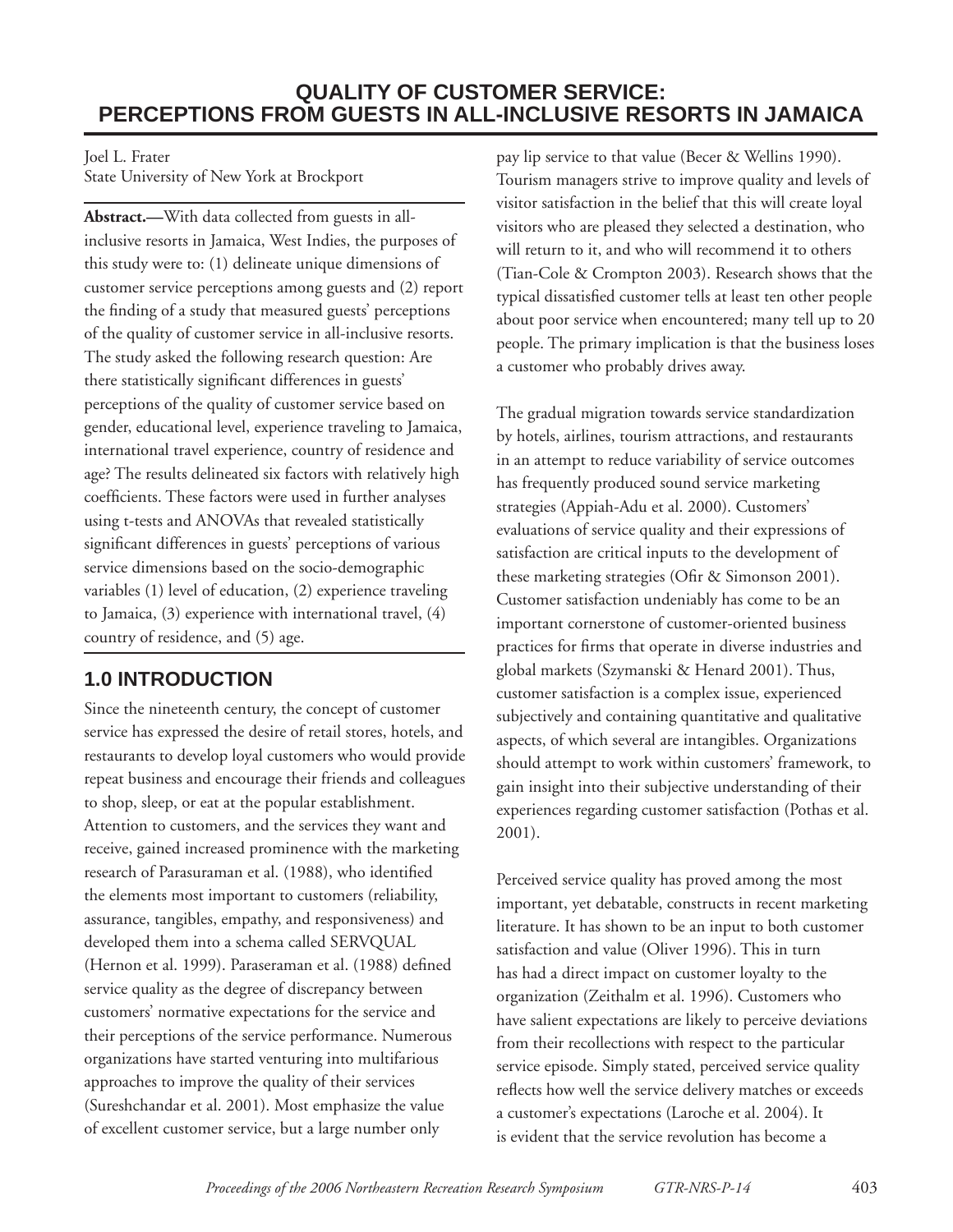# QUALITY OF CUSTOMER SERVICE: PERCEPTIONS FROM GUESTS IN ALL-INCLUSIVE RESORTS IN JAMAICA

Joel L. Frater
State University of New York at Brockport

**Abstract.**—With data collected from guests in all-inclusive resorts in Jamaica, West Indies, the purposes of this study were to: (1) delineate unique dimensions of customer service perceptions among guests and (2) report the finding of a study that measured guests' perceptions of the quality of customer service in all-inclusive resorts. The study asked the following research question: Are there statistically significant differences in guests' perceptions of the quality of customer service based on gender, educational level, experience traveling to Jamaica, international travel experience, country of residence and age? The results delineated six factors with relatively high coefficients. These factors were used in further analyses using t-tests and ANOVAs that revealed statistically significant differences in guests' perceptions of various service dimensions based on the socio-demographic variables (1) level of education, (2) experience traveling to Jamaica, (3) experience with international travel, (4) country of residence, and (5) age.

## 1.0 INTRODUCTION

Since the nineteenth century, the concept of customer service has expressed the desire of retail stores, hotels, and restaurants to develop loyal customers who would provide repeat business and encourage their friends and colleagues to shop, sleep, or eat at the popular establishment. Attention to customers, and the services they want and receive, gained increased prominence with the marketing research of Parasuraman et al. (1988), who identified the elements most important to customers (reliability, assurance, tangibles, empathy, and responsiveness) and developed them into a schema called SERVQUAL (Hernon et al. 1999). Paraseraman et al. (1988) defined service quality as the degree of discrepancy between customers' normative expectations for the service and their perceptions of the service performance. Numerous organizations have started venturing into multifarious approaches to improve the quality of their services (Sureshchandar et al. 2001). Most emphasize the value of excellent customer service, but a large number only pay lip service to that value (Becer & Wellins 1990). Tourism managers strive to improve quality and levels of visitor satisfaction in the belief that this will create loyal visitors who are pleased they selected a destination, who will return to it, and who will recommend it to others (Tian-Cole & Crompton 2003). Research shows that the typical dissatisfied customer tells at least ten other people about poor service when encountered; many tell up to 20 people. The primary implication is that the business loses a customer who probably drives away.

The gradual migration towards service standardization by hotels, airlines, tourism attractions, and restaurants in an attempt to reduce variability of service outcomes has frequently produced sound service marketing strategies (Appiah-Adu et al. 2000). Customers' evaluations of service quality and their expressions of satisfaction are critical inputs to the development of these marketing strategies (Ofir & Simonson 2001). Customer satisfaction undeniably has come to be an important cornerstone of customer-oriented business practices for firms that operate in diverse industries and global markets (Szymanski & Henard 2001). Thus, customer satisfaction is a complex issue, experienced subjectively and containing quantitative and qualitative aspects, of which several are intangibles. Organizations should attempt to work within customers' framework, to gain insight into their subjective understanding of their experiences regarding customer satisfaction (Pothas et al. 2001).

Perceived service quality has proved among the most important, yet debatable, constructs in recent marketing literature. It has shown to be an input to both customer satisfaction and value (Oliver 1996). This in turn has had a direct impact on customer loyalty to the organization (Zeithalm et al. 1996). Customers who have salient expectations are likely to perceive deviations from their recollections with respect to the particular service episode. Simply stated, perceived service quality reflects how well the service delivery matches or exceeds a customer's expectations (Laroche et al. 2004). It is evident that the service revolution has become a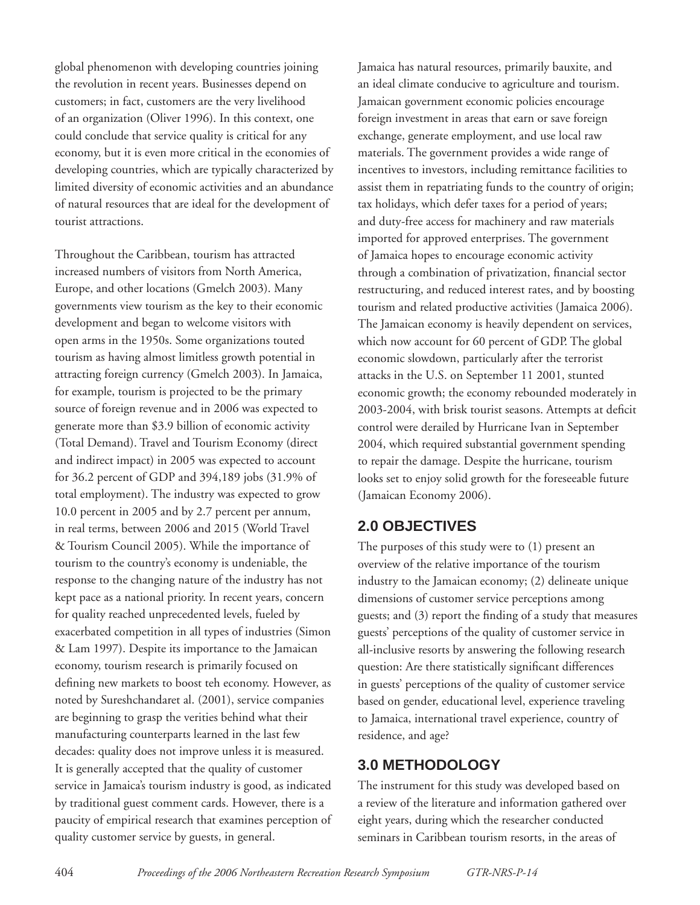global phenomenon with developing countries joining the revolution in recent years. Businesses depend on customers; in fact, customers are the very livelihood of an organization (Oliver 1996). In this context, one could conclude that service quality is critical for any economy, but it is even more critical in the economies of developing countries, which are typically characterized by limited diversity of economic activities and an abundance of natural resources that are ideal for the development of tourist attractions.

Throughout the Caribbean, tourism has attracted increased numbers of visitors from North America, Europe, and other locations (Gmelch 2003). Many governments view tourism as the key to their economic development and began to welcome visitors with open arms in the 1950s. Some organizations touted tourism as having almost limitless growth potential in attracting foreign currency (Gmelch 2003). In Jamaica, for example, tourism is projected to be the primary source of foreign revenue and in 2006 was expected to generate more than $3.9 billion of economic activity (Total Demand). Travel and Tourism Economy (direct and indirect impact) in 2005 was expected to account for 36.2 percent of GDP and 394,189 jobs (31.9% of total employment). The industry was expected to grow 10.0 percent in 2005 and by 2.7 percent per annum, in real terms, between 2006 and 2015 (World Travel & Tourism Council 2005). While the importance of tourism to the country's economy is undeniable, the response to the changing nature of the industry has not kept pace as a national priority. In recent years, concern for quality reached unprecedented levels, fueled by exacerbated competition in all types of industries (Simon & Lam 1997). Despite its importance to the Jamaican economy, tourism research is primarily focused on defining new markets to boost teh economy. However, as noted by Sureshchandaret al. (2001), service companies are beginning to grasp the verities behind what their manufacturing counterparts learned in the last few decades: quality does not improve unless it is measured. It is generally accepted that the quality of customer service in Jamaica's tourism industry is good, as indicated by traditional guest comment cards. However, there is a paucity of empirical research that examines perception of quality customer service by guests, in general.

Jamaica has natural resources, primarily bauxite, and an ideal climate conducive to agriculture and tourism. Jamaican government economic policies encourage foreign investment in areas that earn or save foreign exchange, generate employment, and use local raw materials. The government provides a wide range of incentives to investors, including remittance facilities to assist them in repatriating funds to the country of origin; tax holidays, which defer taxes for a period of years; and duty-free access for machinery and raw materials imported for approved enterprises. The government of Jamaica hopes to encourage economic activity through a combination of privatization, financial sector restructuring, and reduced interest rates, and by boosting tourism and related productive activities (Jamaica 2006). The Jamaican economy is heavily dependent on services, which now account for 60 percent of GDP. The global economic slowdown, particularly after the terrorist attacks in the U.S. on September 11 2001, stunted economic growth; the economy rebounded moderately in 2003-2004, with brisk tourist seasons. Attempts at deficit control were derailed by Hurricane Ivan in September 2004, which required substantial government spending to repair the damage. Despite the hurricane, tourism looks set to enjoy solid growth for the foreseeable future (Jamaican Economy 2006).

## 2.0 OBJECTIVES

The purposes of this study were to (1) present an overview of the relative importance of the tourism industry to the Jamaican economy; (2) delineate unique dimensions of customer service perceptions among guests; and (3) report the finding of a study that measures guests' perceptions of the quality of customer service in all-inclusive resorts by answering the following research question: Are there statistically significant differences in guests' perceptions of the quality of customer service based on gender, educational level, experience traveling to Jamaica, international travel experience, country of residence, and age?

## 3.0 METHODOLOGY

The instrument for this study was developed based on a review of the literature and information gathered over eight years, during which the researcher conducted seminars in Caribbean tourism resorts, in the areas of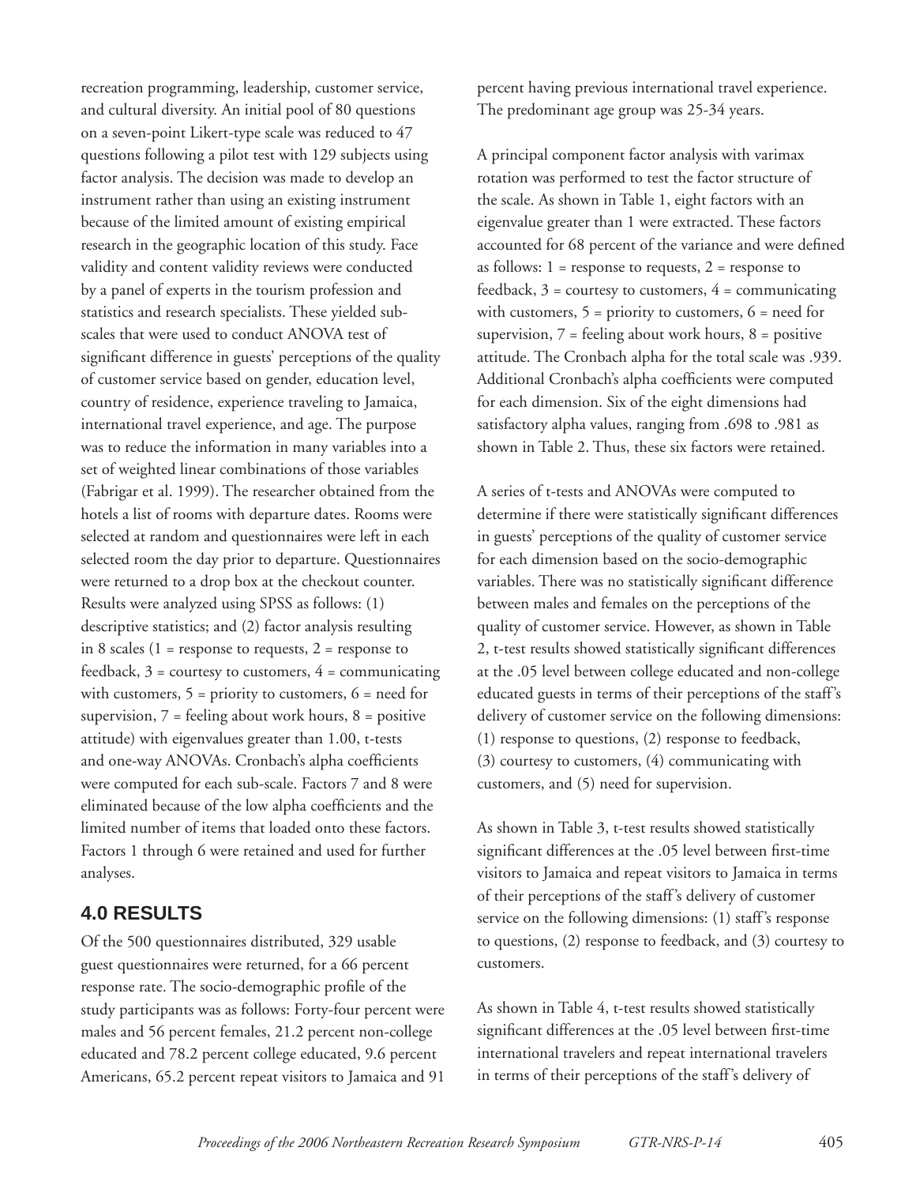recreation programming, leadership, customer service, and cultural diversity. An initial pool of 80 questions on a seven-point Likert-type scale was reduced to 47 questions following a pilot test with 129 subjects using factor analysis. The decision was made to develop an instrument rather than using an existing instrument because of the limited amount of existing empirical research in the geographic location of this study. Face validity and content validity reviews were conducted by a panel of experts in the tourism profession and statistics and research specialists. These yielded sub-scales that were used to conduct ANOVA test of significant difference in guests' perceptions of the quality of customer service based on gender, education level, country of residence, experience traveling to Jamaica, international travel experience, and age. The purpose was to reduce the information in many variables into a set of weighted linear combinations of those variables (Fabrigar et al. 1999). The researcher obtained from the hotels a list of rooms with departure dates. Rooms were selected at random and questionnaires were left in each selected room the day prior to departure. Questionnaires were returned to a drop box at the checkout counter. Results were analyzed using SPSS as follows: (1) descriptive statistics; and (2) factor analysis resulting in 8 scales (1 = response to requests, 2 = response to feedback, 3 = courtesy to customers, 4 = communicating with customers, 5 = priority to customers, 6 = need for supervision, 7 = feeling about work hours, 8 = positive attitude) with eigenvalues greater than 1.00, t-tests and one-way ANOVAs. Cronbach's alpha coefficients were computed for each sub-scale. Factors 7 and 8 were eliminated because of the low alpha coefficients and the limited number of items that loaded onto these factors. Factors 1 through 6 were retained and used for further analyses.

## 4.0 RESULTS

Of the 500 questionnaires distributed, 329 usable guest questionnaires were returned, for a 66 percent response rate. The socio-demographic profile of the study participants was as follows: Forty-four percent were males and 56 percent females, 21.2 percent non-college educated and 78.2 percent college educated, 9.6 percent Americans, 65.2 percent repeat visitors to Jamaica and 91 percent having previous international travel experience. The predominant age group was 25-34 years.

A principal component factor analysis with varimax rotation was performed to test the factor structure of the scale. As shown in Table 1, eight factors with an eigenvalue greater than 1 were extracted. These factors accounted for 68 percent of the variance and were defined as follows: 1 = response to requests, 2 = response to feedback, 3 = courtesy to customers, 4 = communicating with customers, 5 = priority to customers, 6 = need for supervision, 7 = feeling about work hours, 8 = positive attitude. The Cronbach alpha for the total scale was .939. Additional Cronbach's alpha coefficients were computed for each dimension. Six of the eight dimensions had satisfactory alpha values, ranging from .698 to .981 as shown in Table 2. Thus, these six factors were retained.

A series of t-tests and ANOVAs were computed to determine if there were statistically significant differences in guests' perceptions of the quality of customer service for each dimension based on the socio-demographic variables. There was no statistically significant difference between males and females on the perceptions of the quality of customer service. However, as shown in Table 2, t-test results showed statistically significant differences at the .05 level between college educated and non-college educated guests in terms of their perceptions of the staff's delivery of customer service on the following dimensions: (1) response to questions, (2) response to feedback, (3) courtesy to customers, (4) communicating with customers, and (5) need for supervision.

As shown in Table 3, t-test results showed statistically significant differences at the .05 level between first-time visitors to Jamaica and repeat visitors to Jamaica in terms of their perceptions of the staff's delivery of customer service on the following dimensions: (1) staff's response to questions, (2) response to feedback, and (3) courtesy to customers.

As shown in Table 4, t-test results showed statistically significant differences at the .05 level between first-time international travelers and repeat international travelers in terms of their perceptions of the staff's delivery of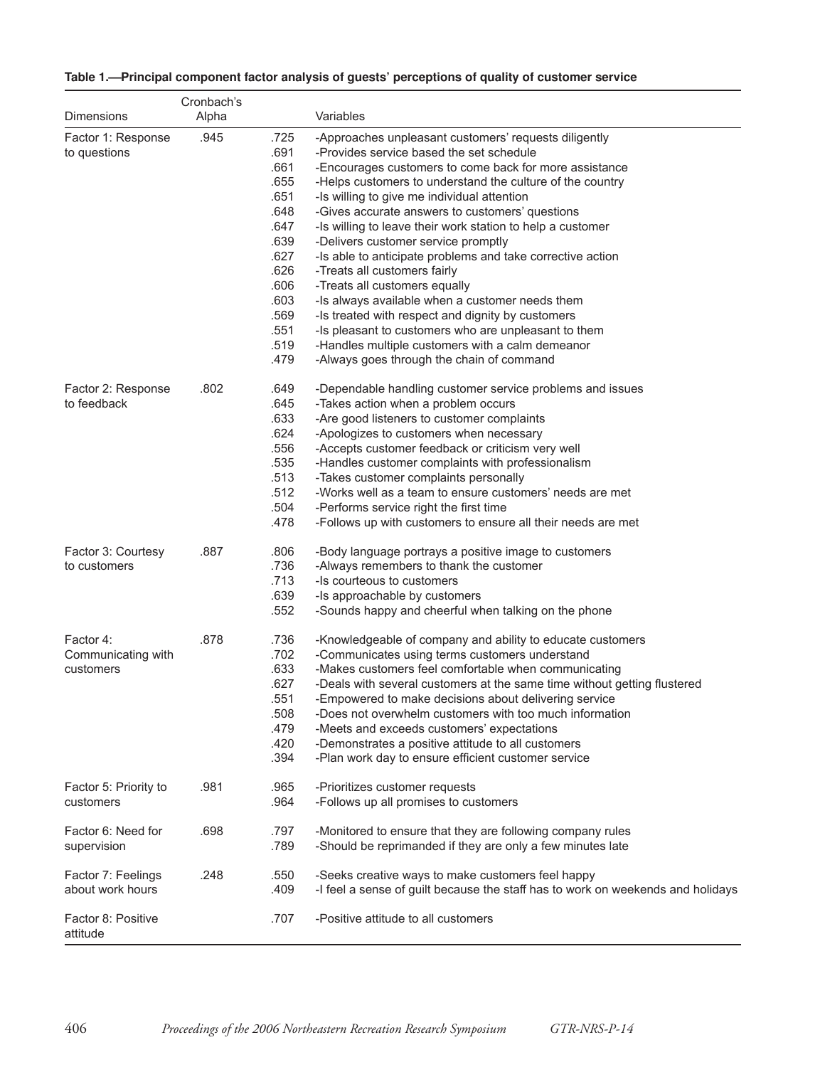**Table 1.—Principal component factor analysis of guests' perceptions of quality of customer service**

| Dimensions | Cronbach's Alpha | | Variables |
|---|---|---|---|
| Factor 1: Response to questions | .945 | .725 | -Approaches unpleasant customers' requests diligently |
| | | .691 | -Provides service based the set schedule |
| | | .661 | -Encourages customers to come back for more assistance |
| | | .655 | -Helps customers to understand the culture of the country |
| | | .651 | -Is willing to give me individual attention |
| | | .648 | -Gives accurate answers to customers' questions |
| | | .647 | -Is willing to leave their work station to help a customer |
| | | .639 | -Delivers customer service promptly |
| | | .627 | -Is able to anticipate problems and take corrective action |
| | | .626 | -Treats all customers fairly |
| | | .606 | -Treats all customers equally |
| | | .603 | -Is always available when a customer needs them |
| | | .569 | -Is treated with respect and dignity by customers |
| | | .551 | -Is pleasant to customers who are unpleasant to them |
| | | .519 | -Handles multiple customers with a calm demeanor |
| | | .479 | -Always goes through the chain of command |
| Factor 2: Response to feedback | .802 | .649 | -Dependable handling customer service problems and issues |
| | | .645 | -Takes action when a problem occurs |
| | | .633 | -Are good listeners to customer complaints |
| | | .624 | -Apologizes to customers when necessary |
| | | .556 | -Accepts customer feedback or criticism very well |
| | | .535 | -Handles customer complaints with professionalism |
| | | .513 | -Takes customer complaints personally |
| | | .512 | -Works well as a team to ensure customers' needs are met |
| | | .504 | -Performs service right the first time |
| | | .478 | -Follows up with customers to ensure all their needs are met |
| Factor 3: Courtesy to customers | .887 | .806 | -Body language portrays a positive image to customers |
| | | .736 | -Always remembers to thank the customer |
| | | .713 | -Is courteous to customers |
| | | .639 | -Is approachable by customers |
| | | .552 | -Sounds happy and cheerful when talking on the phone |
| Factor 4: Communicating with customers | .878 | .736 | -Knowledgeable of company and ability to educate customers |
| | | .702 | -Communicates using terms customers understand |
| | | .633 | -Makes customers feel comfortable when communicating |
| | | .627 | -Deals with several customers at the same time without getting flustered |
| | | .551 | -Empowered to make decisions about delivering service |
| | | .508 | -Does not overwhelm customers with too much information |
| | | .479 | -Meets and exceeds customers' expectations |
| | | .420 | -Demonstrates a positive attitude to all customers |
| | | .394 | -Plan work day to ensure efficient customer service |
| Factor 5: Priority to customers | .981 | .965 | -Prioritizes customer requests |
| | | .964 | -Follows up all promises to customers |
| Factor 6: Need for supervision | .698 | .797 | -Monitored to ensure that they are following company rules |
| | | .789 | -Should be reprimanded if they are only a few minutes late |
| Factor 7: Feelings about work hours | .248 | .550 | -Seeks creative ways to make customers feel happy |
| | | .409 | -I feel a sense of guilt because the staff has to work on weekends and holidays |
| Factor 8: Positive attitude | | .707 | -Positive attitude to all customers |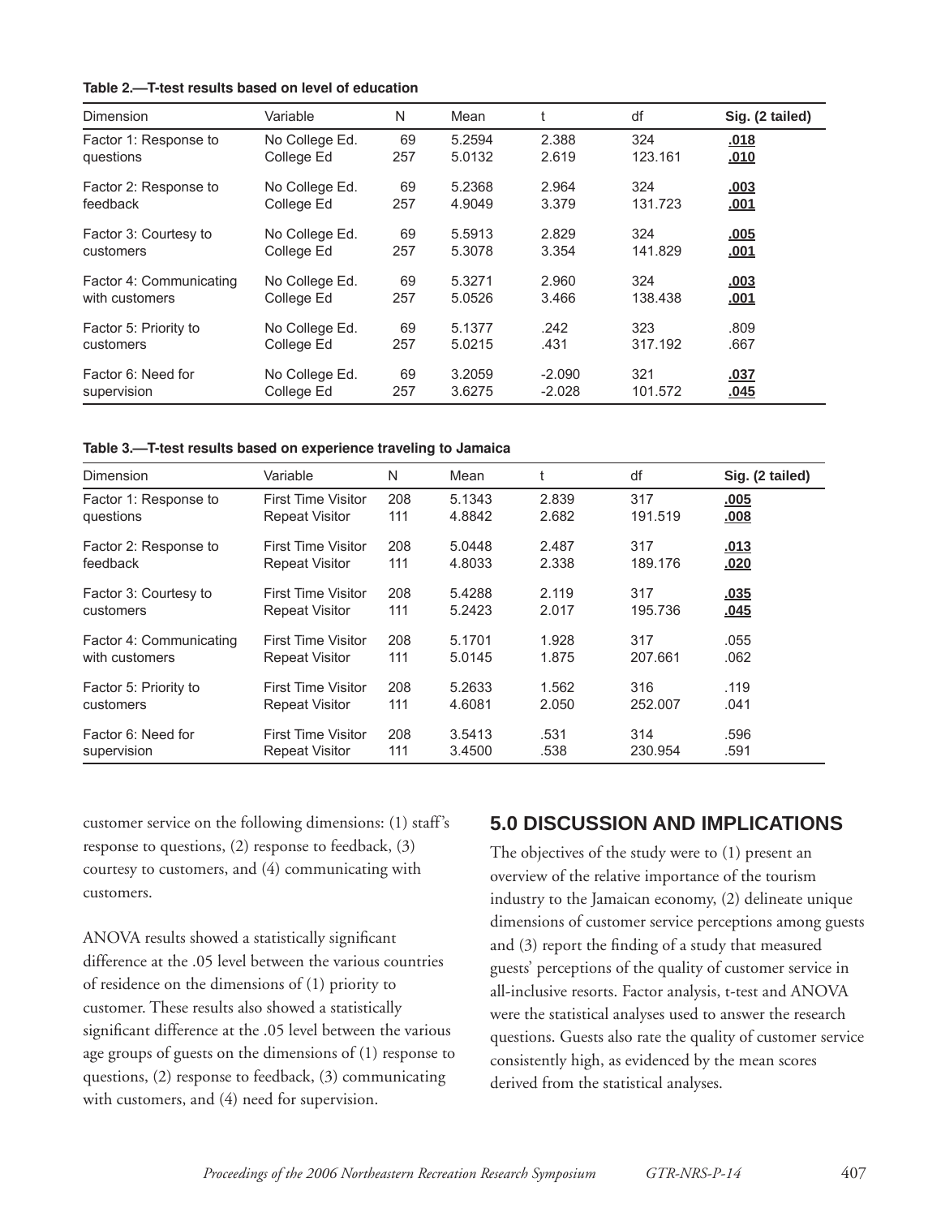**Table 2.—T-test results based on level of education**

| Dimension | Variable | N | Mean | t | df | Sig. (2 tailed) |
|---|---|---|---|---|---|---|
| Factor 1: Response to questions | No College Ed. | 69 | 5.2594 | 2.388 | 324 | **.018** |
| | College Ed | 257 | 5.0132 | 2.619 | 123.161 | **.010** |
| Factor 2: Response to feedback | No College Ed. | 69 | 5.2368 | 2.964 | 324 | **.003** |
| | College Ed | 257 | 4.9049 | 3.379 | 131.723 | **.001** |
| Factor 3: Courtesy to customers | No College Ed. | 69 | 5.5913 | 2.829 | 324 | **.005** |
| | College Ed | 257 | 5.3078 | 3.354 | 141.829 | **.001** |
| Factor 4: Communicating with customers | No College Ed. | 69 | 5.3271 | 2.960 | 324 | **.003** |
| | College Ed | 257 | 5.0526 | 3.466 | 138.438 | **.001** |
| Factor 5: Priority to customers | No College Ed. | 69 | 5.1377 | .242 | 323 | .809 |
| | College Ed | 257 | 5.0215 | .431 | 317.192 | .667 |
| Factor 6: Need for supervision | No College Ed. | 69 | 3.2059 | -2.090 | 321 | **.037** |
| | College Ed | 257 | 3.6275 | -2.028 | 101.572 | **.045** |

**Table 3.—T-test results based on experience traveling to Jamaica**

| Dimension | Variable | N | Mean | t | df | Sig. (2 tailed) |
|---|---|---|---|---|---|---|
| Factor 1: Response to questions | First Time Visitor | 208 | 5.1343 | 2.839 | 317 | **.005** |
| | Repeat Visitor | 111 | 4.8842 | 2.682 | 191.519 | **.008** |
| Factor 2: Response to feedback | First Time Visitor | 208 | 5.0448 | 2.487 | 317 | **.013** |
| | Repeat Visitor | 111 | 4.8033 | 2.338 | 189.176 | **.020** |
| Factor 3: Courtesy to customers | First Time Visitor | 208 | 5.4288 | 2.119 | 317 | **.035** |
| | Repeat Visitor | 111 | 5.2423 | 2.017 | 195.736 | **.045** |
| Factor 4: Communicating with customers | First Time Visitor | 208 | 5.1701 | 1.928 | 317 | .055 |
| | Repeat Visitor | 111 | 5.0145 | 1.875 | 207.661 | .062 |
| Factor 5: Priority to customers | First Time Visitor | 208 | 5.2633 | 1.562 | 316 | .119 |
| | Repeat Visitor | 111 | 4.6081 | 2.050 | 252.007 | .041 |
| Factor 6: Need for supervision | First Time Visitor | 208 | 3.5413 | .531 | 314 | .596 |
| | Repeat Visitor | 111 | 3.4500 | .538 | 230.954 | .591 |

customer service on the following dimensions: (1) staff's response to questions, (2) response to feedback, (3) courtesy to customers, and (4) communicating with customers.

ANOVA results showed a statistically significant difference at the .05 level between the various countries of residence on the dimensions of (1) priority to customer. These results also showed a statistically significant difference at the .05 level between the various age groups of guests on the dimensions of (1) response to questions, (2) response to feedback, (3) communicating with customers, and (4) need for supervision.

## 5.0 DISCUSSION AND IMPLICATIONS

The objectives of the study were to (1) present an overview of the relative importance of the tourism industry to the Jamaican economy, (2) delineate unique dimensions of customer service perceptions among guests and (3) report the finding of a study that measured guests' perceptions of the quality of customer service in all-inclusive resorts. Factor analysis, t-test and ANOVA were the statistical analyses used to answer the research questions. Guests also rate the quality of customer service consistently high, as evidenced by the mean scores derived from the statistical analyses.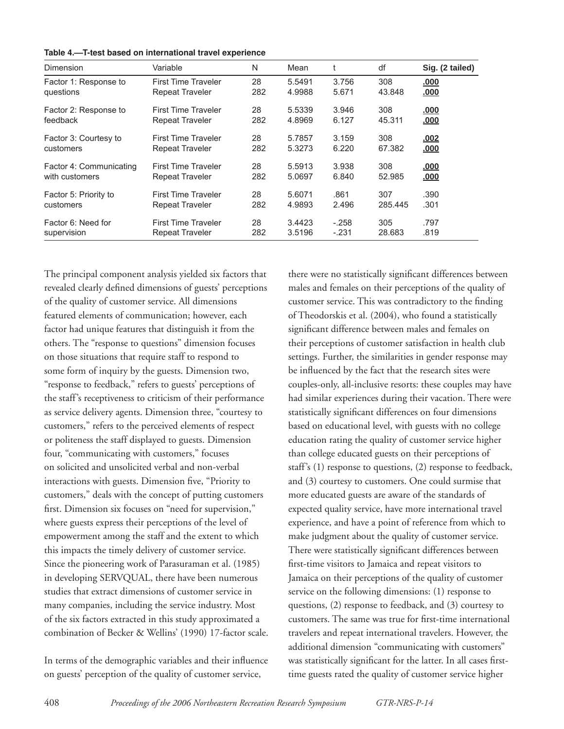**Table 4.—T-test based on international travel experience**

| Dimension | Variable | N | Mean | t | df | Sig. (2 tailed) |
|---|---|---|---|---|---|---|
| Factor 1: Response to questions | First Time Traveler | 28 | 5.5491 | 3.756 | 308 | **.000** |
| | Repeat Traveler | 282 | 4.9988 | 5.671 | 43.848 | **.000** |
| Factor 2: Response to feedback | First Time Traveler | 28 | 5.5339 | 3.946 | 308 | **.000** |
| | Repeat Traveler | 282 | 4.8969 | 6.127 | 45.311 | **.000** |
| Factor 3: Courtesy to customers | First Time Traveler | 28 | 5.7857 | 3.159 | 308 | **.002** |
| | Repeat Traveler | 282 | 5.3273 | 6.220 | 67.382 | **.000** |
| Factor 4: Communicating with customers | First Time Traveler | 28 | 5.5913 | 3.938 | 308 | **.000** |
| | Repeat Traveler | 282 | 5.0697 | 6.840 | 52.985 | **.000** |
| Factor 5: Priority to customers | First Time Traveler | 28 | 5.6071 | .861 | 307 | .390 |
| | Repeat Traveler | 282 | 4.9893 | 2.496 | 285.445 | .301 |
| Factor 6: Need for supervision | First Time Traveler | 28 | 3.4423 | -.258 | 305 | .797 |
| | Repeat Traveler | 282 | 3.5196 | -.231 | 28.683 | .819 |

The principal component analysis yielded six factors that revealed clearly defined dimensions of guests' perceptions of the quality of customer service. All dimensions featured elements of communication; however, each factor had unique features that distinguish it from the others. The "response to questions" dimension focuses on those situations that require staff to respond to some form of inquiry by the guests. Dimension two, "response to feedback," refers to guests' perceptions of the staff's receptiveness to criticism of their performance as service delivery agents. Dimension three, "courtesy to customers," refers to the perceived elements of respect or politeness the staff displayed to guests. Dimension four, "communicating with customers," focuses on solicited and unsolicited verbal and non-verbal interactions with guests. Dimension five, "Priority to customers," deals with the concept of putting customers first. Dimension six focuses on "need for supervision," where guests express their perceptions of the level of empowerment among the staff and the extent to which this impacts the timely delivery of customer service. Since the pioneering work of Parasuraman et al. (1985) in developing SERVQUAL, there have been numerous studies that extract dimensions of customer service in many companies, including the service industry. Most of the six factors extracted in this study approximated a combination of Becker & Wellins' (1990) 17-factor scale.

In terms of the demographic variables and their influence on guests' perception of the quality of customer service, there were no statistically significant differences between males and females on their perceptions of the quality of customer service. This was contradictory to the finding of Theodorskis et al. (2004), who found a statistically significant difference between males and females on their perceptions of customer satisfaction in health club settings. Further, the similarities in gender response may be influenced by the fact that the research sites were couples-only, all-inclusive resorts: these couples may have had similar experiences during their vacation. There were statistically significant differences on four dimensions based on educational level, with guests with no college education rating the quality of customer service higher than college educated guests on their perceptions of staff's (1) response to questions, (2) response to feedback, and (3) courtesy to customers. One could surmise that more educated guests are aware of the standards of expected quality service, have more international travel experience, and have a point of reference from which to make judgment about the quality of customer service. There were statistically significant differences between first-time visitors to Jamaica and repeat visitors to Jamaica on their perceptions of the quality of customer service on the following dimensions: (1) response to questions, (2) response to feedback, and (3) courtesy to customers. The same was true for first-time international travelers and repeat international travelers. However, the additional dimension "communicating with customers" was statistically significant for the latter. In all cases first-time guests rated the quality of customer service higher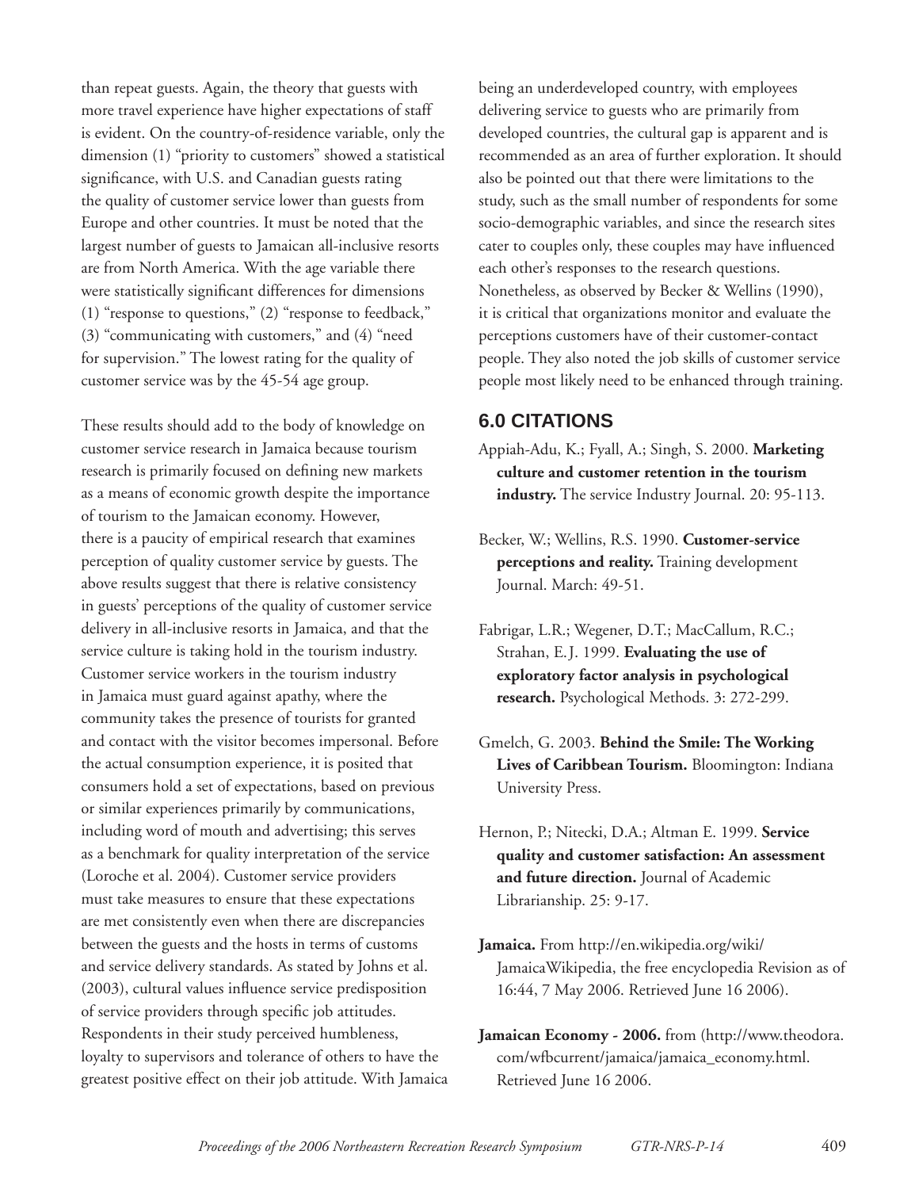than repeat guests. Again, the theory that guests with more travel experience have higher expectations of staff is evident. On the country-of-residence variable, only the dimension (1) "priority to customers" showed a statistical significance, with U.S. and Canadian guests rating the quality of customer service lower than guests from Europe and other countries. It must be noted that the largest number of guests to Jamaican all-inclusive resorts are from North America. With the age variable there were statistically significant differences for dimensions (1) "response to questions," (2) "response to feedback," (3) "communicating with customers," and (4) "need for supervision." The lowest rating for the quality of customer service was by the 45-54 age group.

These results should add to the body of knowledge on customer service research in Jamaica because tourism research is primarily focused on defining new markets as a means of economic growth despite the importance of tourism to the Jamaican economy. However, there is a paucity of empirical research that examines perception of quality customer service by guests. The above results suggest that there is relative consistency in guests' perceptions of the quality of customer service delivery in all-inclusive resorts in Jamaica, and that the service culture is taking hold in the tourism industry. Customer service workers in the tourism industry in Jamaica must guard against apathy, where the community takes the presence of tourists for granted and contact with the visitor becomes impersonal. Before the actual consumption experience, it is posited that consumers hold a set of expectations, based on previous or similar experiences primarily by communications, including word of mouth and advertising; this serves as a benchmark for quality interpretation of the service (Loroche et al. 2004). Customer service providers must take measures to ensure that these expectations are met consistently even when there are discrepancies between the guests and the hosts in terms of customs and service delivery standards. As stated by Johns et al. (2003), cultural values influence service predisposition of service providers through specific job attitudes. Respondents in their study perceived humbleness, loyalty to supervisors and tolerance of others to have the greatest positive effect on their job attitude. With Jamaica being an underdeveloped country, with employees delivering service to guests who are primarily from developed countries, the cultural gap is apparent and is recommended as an area of further exploration. It should also be pointed out that there were limitations to the study, such as the small number of respondents for some socio-demographic variables, and since the research sites cater to couples only, these couples may have influenced each other's responses to the research questions. Nonetheless, as observed by Becker & Wellins (1990), it is critical that organizations monitor and evaluate the perceptions customers have of their customer-contact people. They also noted the job skills of customer service people most likely need to be enhanced through training.

## 6.0 CITATIONS

Appiah-Adu, K.; Fyall, A.; Singh, S. 2000. **Marketing culture and customer retention in the tourism industry.** The service Industry Journal. 20: 95-113.

Becker, W.; Wellins, R.S. 1990. **Customer-service perceptions and reality.** Training development Journal. March: 49-51.

Fabrigar, L.R.; Wegener, D.T.; MacCallum, R.C.; Strahan, E.J. 1999. **Evaluating the use of exploratory factor analysis in psychological research.** Psychological Methods. 3: 272-299.

Gmelch, G. 2003. **Behind the Smile: The Working Lives of Caribbean Tourism.** Bloomington: Indiana University Press.

Hernon, P.; Nitecki, D.A.; Altman E. 1999. **Service quality and customer satisfaction: An assessment and future direction.** Journal of Academic Librarianship. 25: 9-17.

**Jamaica.** From http://en.wikipedia.org/wiki/JamaicaWikipedia, the free encyclopedia Revision as of 16:44, 7 May 2006. Retrieved June 16 2006).

**Jamaican Economy - 2006.** from (http://www.theodora.com/wfbcurrent/jamaica/jamaica_economy.html. Retrieved June 16 2006.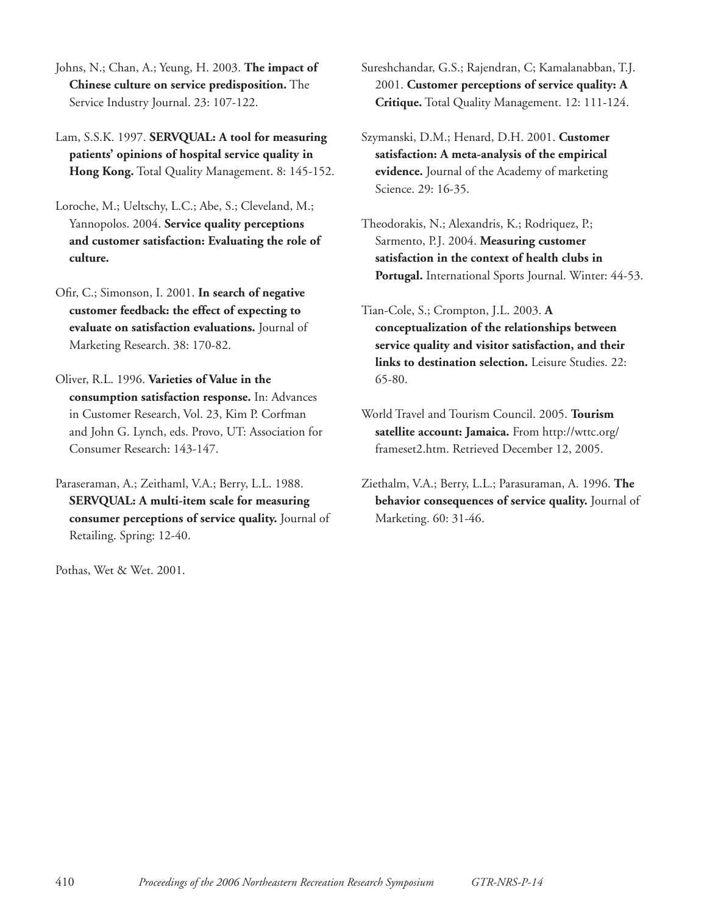Johns, N.; Chan, A.; Yeung, H. 2003. **The impact of Chinese culture on service predisposition.** The Service Industry Journal. 23: 107-122.

Lam, S.S.K. 1997. **SERVQUAL: A tool for measuring patients' opinions of hospital service quality in Hong Kong.** Total Quality Management. 8: 145-152.

Loroche, M.; Ueltschy, L.C.; Abe, S.; Cleveland, M.; Yannopolos. 2004. **Service quality perceptions and customer satisfaction: Evaluating the role of culture.**

Ofir, C.; Simonson, I. 2001. **In search of negative customer feedback: the effect of expecting to evaluate on satisfaction evaluations.** Journal of Marketing Research. 38: 170-82.

Oliver, R.L. 1996. **Varieties of Value in the consumption satisfaction response.** In: Advances in Customer Research, Vol. 23, Kim P. Corfman and John G. Lynch, eds. Provo, UT: Association for Consumer Research: 143-147.

Paraseraman, A.; Zeithaml, V.A.; Berry, L.L. 1988. **SERVQUAL: A multi-item scale for measuring consumer perceptions of service quality.** Journal of Retailing. Spring: 12-40.

Pothas, Wet & Wet. 2001.

Sureshchandar, G.S.; Rajendran, C; Kamalanabban, T.J. 2001. **Customer perceptions of service quality: A Critique.** Total Quality Management. 12: 111-124.

Szymanski, D.M.; Henard, D.H. 2001. **Customer satisfaction: A meta-analysis of the empirical evidence.** Journal of the Academy of marketing Science. 29: 16-35.

Theodorakis, N.; Alexandris, K.; Rodriquez, P.; Sarmento, P.J. 2004. **Measuring customer satisfaction in the context of health clubs in Portugal.** International Sports Journal. Winter: 44-53.

Tian-Cole, S.; Crompton, J.L. 2003. **A conceptualization of the relationships between service quality and visitor satisfaction, and their links to destination selection.** Leisure Studies. 22: 65-80.

World Travel and Tourism Council. 2005. **Tourism satellite account: Jamaica.** From http://wttc.org/frameset2.htm. Retrieved December 12, 2005.

Ziethalm, V.A.; Berry, L.L.; Parasuraman, A. 1996. **The behavior consequences of service quality.** Journal of Marketing. 60: 31-46.